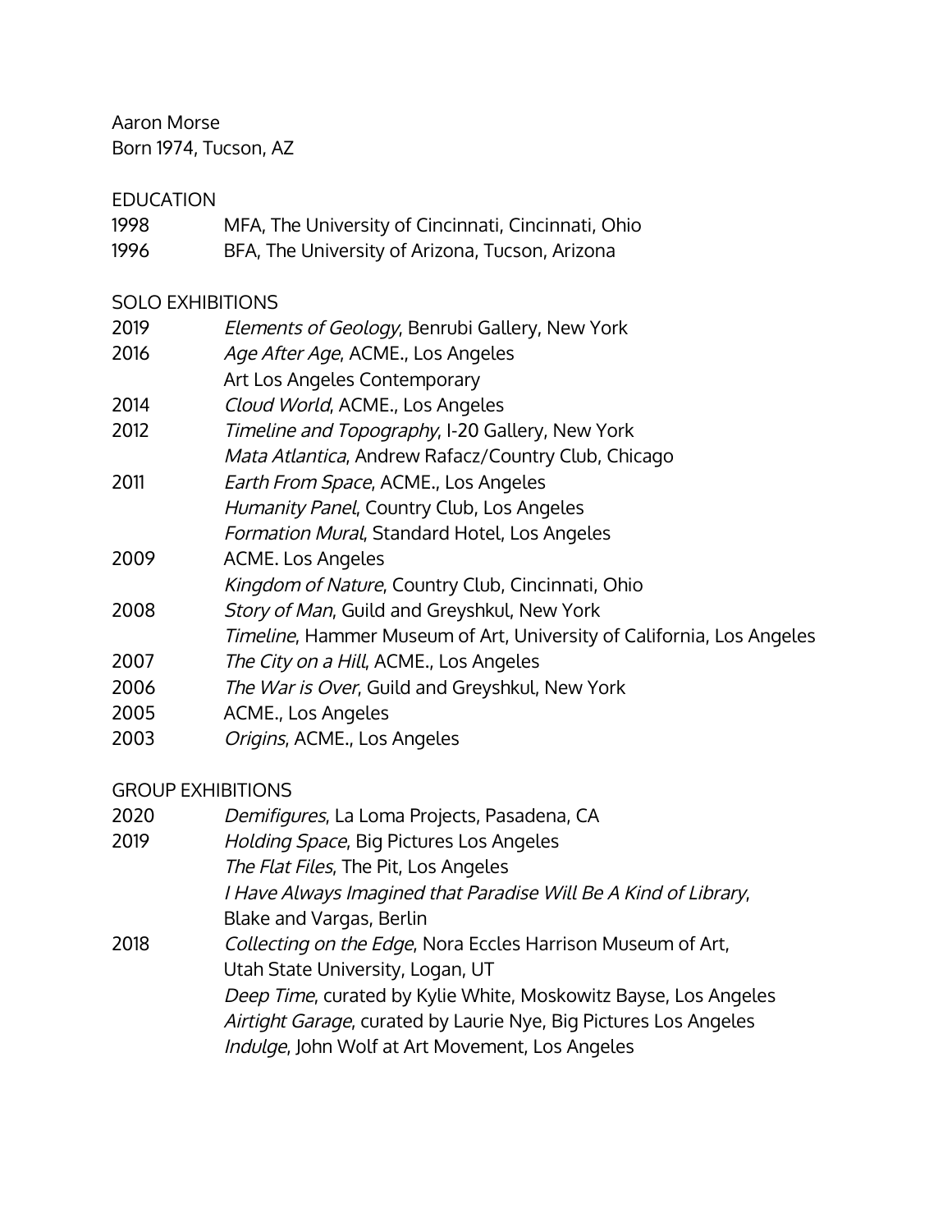Aaron Morse
Born 1974, Tucson, AZ

## EDUCATION

| | |
|---|---|
| 1998 | MFA, The University of Cincinnati, Cincinnati, Ohio |
| 1996 | BFA, The University of Arizona, Tucson, Arizona |

## SOLO EXHIBITIONS

| | |
|---|---|
| 2019 | *Elements of Geology*, Benrubi Gallery, New York |
| 2016 | *Age After Age*, ACME., Los Angeles |
| | Art Los Angeles Contemporary |
| 2014 | *Cloud World*, ACME., Los Angeles |
| 2012 | *Timeline and Topography*, I-20 Gallery, New York |
| | *Mata Atlantica*, Andrew Rafacz/Country Club, Chicago |
| 2011 | *Earth From Space*, ACME., Los Angeles |
| | *Humanity Panel*, Country Club, Los Angeles |
| | *Formation Mural*, Standard Hotel, Los Angeles |
| 2009 | ACME. Los Angeles |
| | *Kingdom of Nature*, Country Club, Cincinnati, Ohio |
| 2008 | *Story of Man*, Guild and Greyshkul, New York |
| | *Timeline*, Hammer Museum of Art, University of California, Los Angeles |
| 2007 | *The City on a Hill*, ACME., Los Angeles |
| 2006 | *The War is Over*, Guild and Greyshkul, New York |
| 2005 | ACME., Los Angeles |
| 2003 | *Origins*, ACME., Los Angeles |

## GROUP EXHIBITIONS

| | |
|---|---|
| 2020 | *Demifigures*, La Loma Projects, Pasadena, CA |
| 2019 | *Holding Space*, Big Pictures Los Angeles |
| | *The Flat Files*, The Pit, Los Angeles |
| | *I Have Always Imagined that Paradise Will Be A Kind of Library*, Blake and Vargas, Berlin |
| 2018 | *Collecting on the Edge*, Nora Eccles Harrison Museum of Art, Utah State University, Logan, UT |
| | *Deep Time*, curated by Kylie White, Moskowitz Bayse, Los Angeles |
| | *Airtight Garage*, curated by Laurie Nye, Big Pictures Los Angeles |
| | *Indulge*, John Wolf at Art Movement, Los Angeles |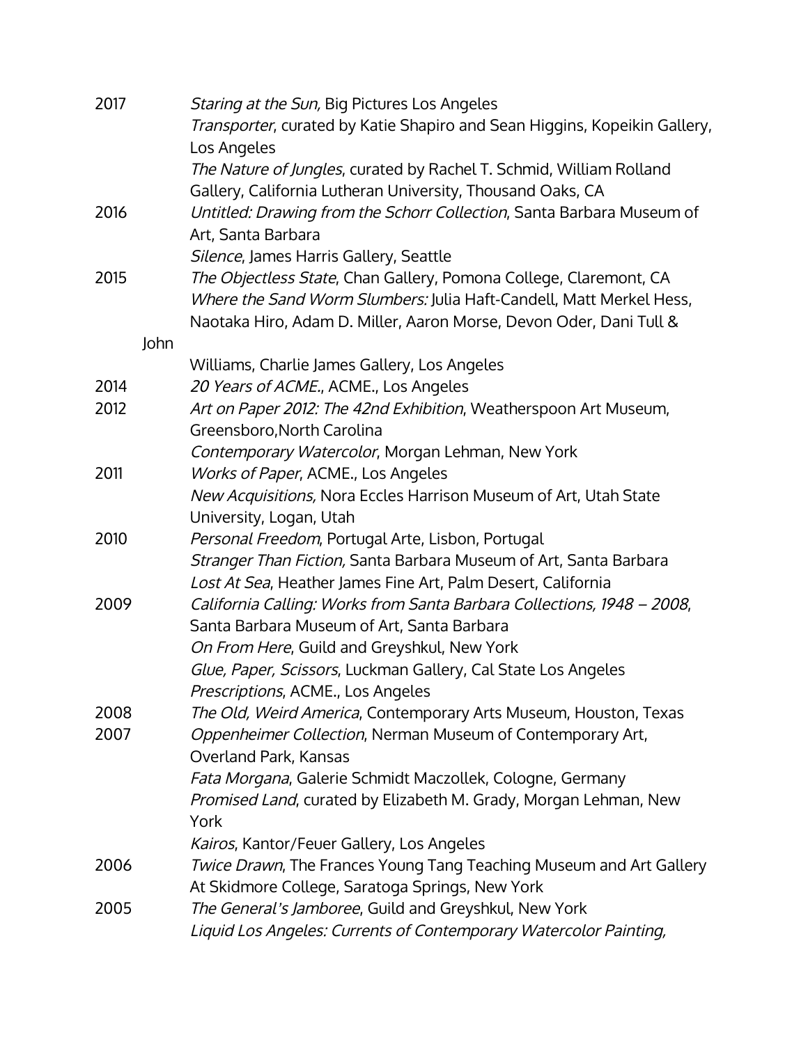2017 *Staring at the Sun,* Big Pictures Los Angeles
*Transporter*, curated by Katie Shapiro and Sean Higgins, Kopeikin Gallery, Los Angeles
*The Nature of Jungles*, curated by Rachel T. Schmid, William Rolland Gallery, California Lutheran University, Thousand Oaks, CA

2016 *Untitled: Drawing from the Schorr Collection*, Santa Barbara Museum of Art, Santa Barbara
*Silence*, James Harris Gallery, Seattle

2015 *The Objectless State*, Chan Gallery, Pomona College, Claremont, CA
*Where the Sand Worm Slumbers:* Julia Haft-Candell, Matt Merkel Hess, Naotaka Hiro, Adam D. Miller, Aaron Morse, Devon Oder, Dani Tull & John Williams, Charlie James Gallery, Los Angeles

2014 *20 Years of ACME.*, ACME., Los Angeles

2012 *Art on Paper 2012: The 42nd Exhibition*, Weatherspoon Art Museum, Greensboro,North Carolina
*Contemporary Watercolor*, Morgan Lehman, New York

2011 *Works of Paper*, ACME., Los Angeles
*New Acquisitions,* Nora Eccles Harrison Museum of Art, Utah State University, Logan, Utah

2010 *Personal Freedom*, Portugal Arte, Lisbon, Portugal
*Stranger Than Fiction,* Santa Barbara Museum of Art, Santa Barbara
*Lost At Sea*, Heather James Fine Art, Palm Desert, California

2009 *California Calling: Works from Santa Barbara Collections, 1948 – 2008*, Santa Barbara Museum of Art, Santa Barbara
*On From Here*, Guild and Greyshkul, New York
*Glue, Paper, Scissors*, Luckman Gallery, Cal State Los Angeles
*Prescriptions*, ACME., Los Angeles

2008 *The Old, Weird America*, Contemporary Arts Museum, Houston, Texas

2007 *Oppenheimer Collection*, Nerman Museum of Contemporary Art, Overland Park, Kansas
*Fata Morgana*, Galerie Schmidt Maczollek, Cologne, Germany
*Promised Land*, curated by Elizabeth M. Grady, Morgan Lehman, New York
*Kairos*, Kantor/Feuer Gallery, Los Angeles

2006 *Twice Drawn*, The Frances Young Tang Teaching Museum and Art Gallery At Skidmore College, Saratoga Springs, New York

2005 *The General's Jamboree*, Guild and Greyshkul, New York
*Liquid Los Angeles: Currents of Contemporary Watercolor Painting,*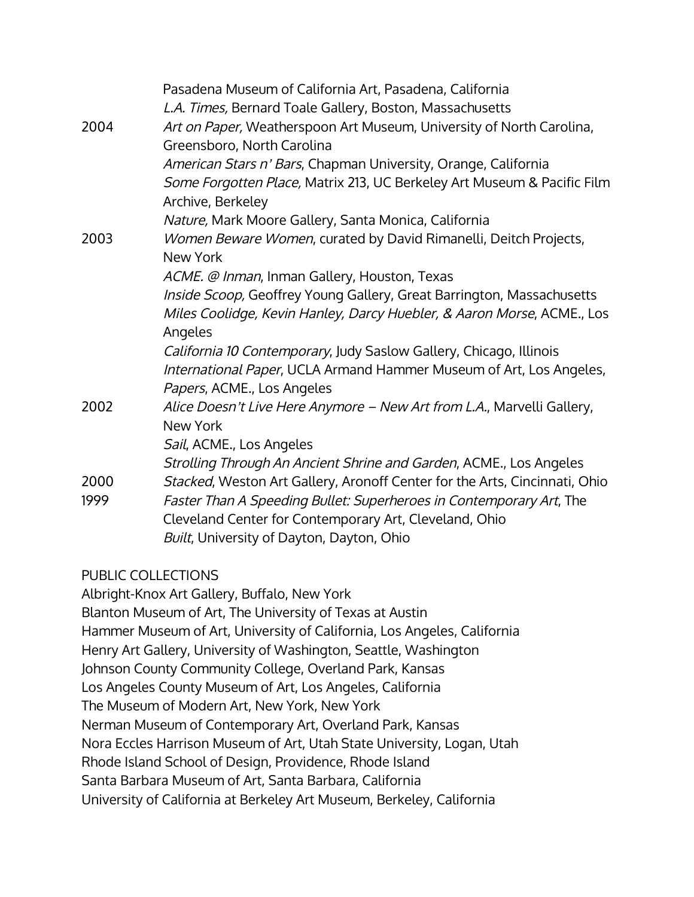| | |
|---|---|
| | Pasadena Museum of California Art, Pasadena, California |
| | *L.A. Times,* Bernard Toale Gallery, Boston, Massachusetts |
| 2004 | *Art on Paper,* Weatherspoon Art Museum, University of North Carolina, Greensboro, North Carolina |
| | *American Stars n' Bars*, Chapman University, Orange, California |
| | *Some Forgotten Place,* Matrix 213, UC Berkeley Art Museum & Pacific Film Archive, Berkeley |
| | *Nature,* Mark Moore Gallery, Santa Monica, California |
| 2003 | *Women Beware Women*, curated by David Rimanelli, Deitch Projects, New York |
| | *ACME. @ Inman*, Inman Gallery, Houston, Texas |
| | *Inside Scoop,* Geoffrey Young Gallery, Great Barrington, Massachusetts |
| | *Miles Coolidge, Kevin Hanley, Darcy Huebler, & Aaron Morse*, ACME., Los Angeles |
| | *California 10 Contemporary*, Judy Saslow Gallery, Chicago, Illinois |
| | *International Paper*, UCLA Armand Hammer Museum of Art, Los Angeles, |
| | *Papers*, ACME., Los Angeles |
| 2002 | *Alice Doesn't Live Here Anymore – New Art from L.A.*, Marvelli Gallery, New York |
| | *Sail*, ACME., Los Angeles |
| | *Strolling Through An Ancient Shrine and Garden*, ACME., Los Angeles |
| 2000 | *Stacked*, Weston Art Gallery, Aronoff Center for the Arts, Cincinnati, Ohio |
| 1999 | *Faster Than A Speeding Bullet: Superheroes in Contemporary Art*, The Cleveland Center for Contemporary Art, Cleveland, Ohio |
| | *Built*, University of Dayton, Dayton, Ohio |

PUBLIC COLLECTIONS

Albright-Knox Art Gallery, Buffalo, New York
Blanton Museum of Art, The University of Texas at Austin
Hammer Museum of Art, University of California, Los Angeles, California
Henry Art Gallery, University of Washington, Seattle, Washington
Johnson County Community College, Overland Park, Kansas
Los Angeles County Museum of Art, Los Angeles, California
The Museum of Modern Art, New York, New York
Nerman Museum of Contemporary Art, Overland Park, Kansas
Nora Eccles Harrison Museum of Art, Utah State University, Logan, Utah
Rhode Island School of Design, Providence, Rhode Island
Santa Barbara Museum of Art, Santa Barbara, California
University of California at Berkeley Art Museum, Berkeley, California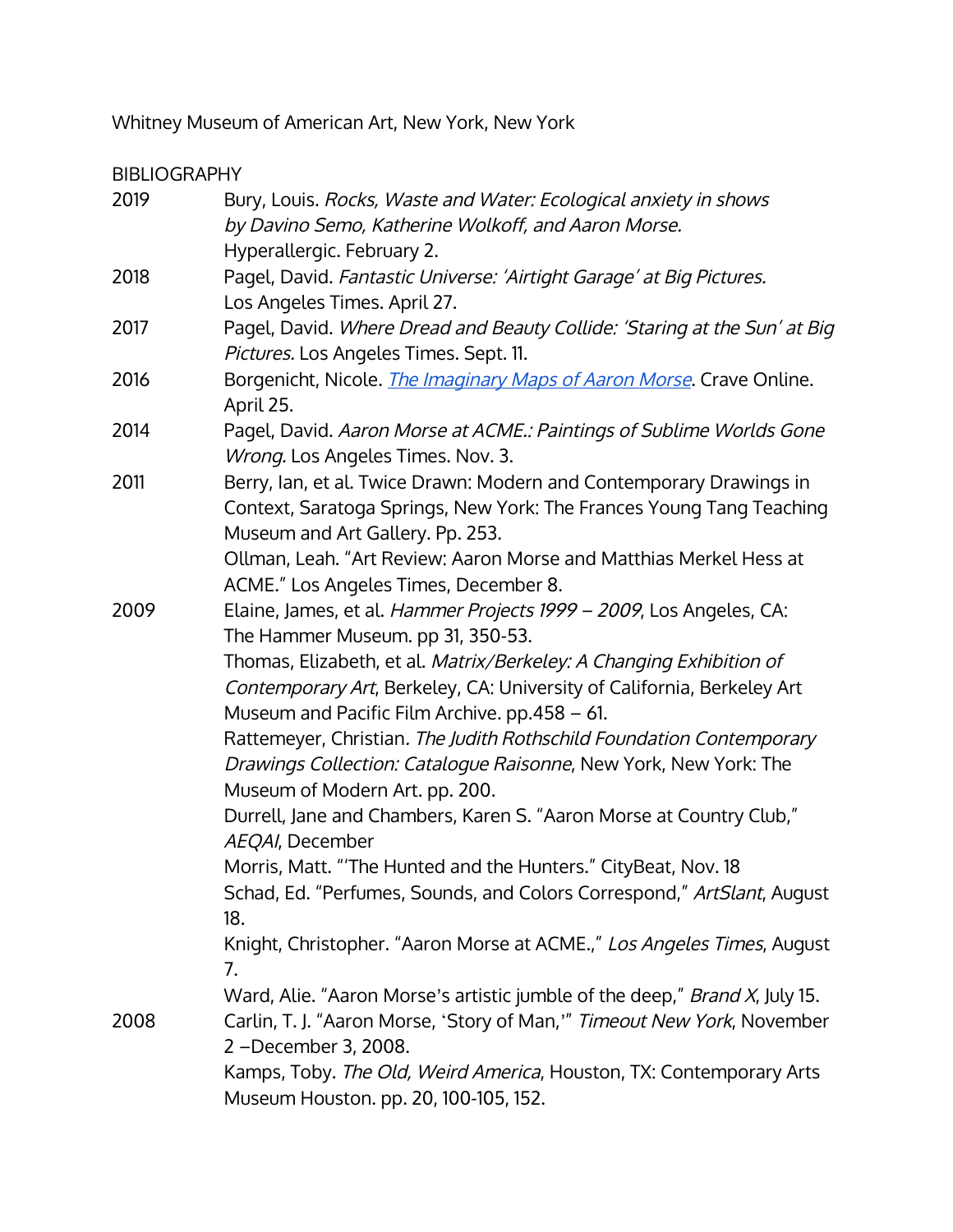Whitney Museum of American Art, New York, New York

BIBLIOGRAPHY

| | |
|---|---|
| 2019 | Bury, Louis. *Rocks, Waste and Water: Ecological anxiety in shows by Davino Semo, Katherine Wolkoff, and Aaron Morse.* Hyperallergic. February 2. |
| 2018 | Pagel, David. *Fantastic Universe: 'Airtight Garage' at Big Pictures.* Los Angeles Times. April 27. |
| 2017 | Pagel, David. *Where Dread and Beauty Collide: 'Staring at the Sun' at Big Pictures.* Los Angeles Times. Sept. 11. |
| 2016 | Borgenicht, Nicole. *The Imaginary Maps of Aaron Morse*. Crave Online. April 25. |
| 2014 | Pagel, David. *Aaron Morse at ACME.: Paintings of Sublime Worlds Gone Wrong.* Los Angeles Times. Nov. 3. |
| 2011 | Berry, Ian, et al. Twice Drawn: Modern and Contemporary Drawings in Context, Saratoga Springs, New York: The Frances Young Tang Teaching Museum and Art Gallery. Pp. 253. |
| | Ollman, Leah. "Art Review: Aaron Morse and Matthias Merkel Hess at ACME." Los Angeles Times, December 8. |
| 2009 | Elaine, James, et al. *Hammer Projects 1999 – 2009*, Los Angeles, CA: The Hammer Museum. pp 31, 350-53. |
| | Thomas, Elizabeth, et al. *Matrix/Berkeley: A Changing Exhibition of Contemporary Art*, Berkeley, CA: University of California, Berkeley Art Museum and Pacific Film Archive. pp.458 – 61. |
| | Rattemeyer, Christian*. The Judith Rothschild Foundation Contemporary Drawings Collection: Catalogue Raisonne*, New York, New York: The Museum of Modern Art. pp. 200. |
| | Durrell, Jane and Chambers, Karen S. "Aaron Morse at Country Club," *AEQAI*, December |
| | Morris, Matt. "'The Hunted and the Hunters." CityBeat, Nov. 18 |
| | Schad, Ed. "Perfumes, Sounds, and Colors Correspond," *ArtSlant*, August 18. |
| | Knight, Christopher. "Aaron Morse at ACME.," *Los Angeles Times*, August 7. |
| | Ward, Alie. "Aaron Morse's artistic jumble of the deep," *Brand X*, July 15. |
| 2008 | Carlin, T. J. "Aaron Morse, 'Story of Man,'" *Timeout New York*, November 2 –December 3, 2008. |
| | Kamps, Toby. *The Old, Weird America*, Houston, TX: Contemporary Arts Museum Houston. pp. 20, 100-105, 152. |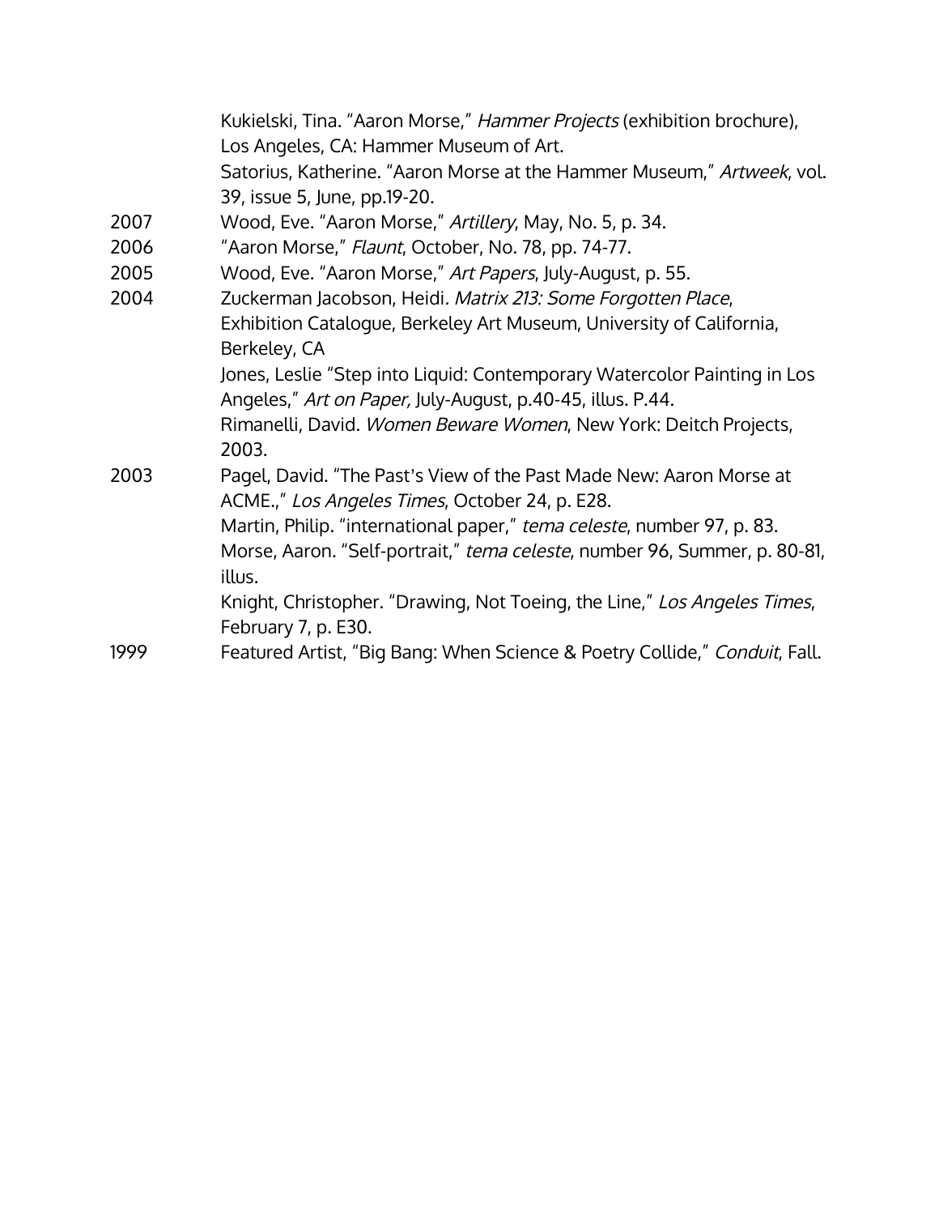Kukielski, Tina. "Aaron Morse," *Hammer Projects* (exhibition brochure), Los Angeles, CA: Hammer Museum of Art.
Satorius, Katherine. "Aaron Morse at the Hammer Museum," *Artweek*, vol. 39, issue 5, June, pp.19-20.

2007 Wood, Eve. "Aaron Morse," *Artillery*, May, No. 5, p. 34.

2006 "Aaron Morse," *Flaunt*, October, No. 78, pp. 74-77.

2005 Wood, Eve. "Aaron Morse," *Art Papers*, July-August, p. 55.

2004 Zuckerman Jacobson, Heidi. *Matrix 213: Some Forgotten Place*, Exhibition Catalogue, Berkeley Art Museum, University of California, Berkeley, CA
Jones, Leslie "Step into Liquid: Contemporary Watercolor Painting in Los Angeles," *Art on Paper,* July-August, p.40-45, illus. P.44.
Rimanelli, David. *Women Beware Women*, New York: Deitch Projects, 2003.

2003 Pagel, David. "The Past's View of the Past Made New: Aaron Morse at ACME.," *Los Angeles Times*, October 24, p. E28.
Martin, Philip. "international paper," *tema celeste*, number 97, p. 83.
Morse, Aaron. "Self-portrait," *tema celeste*, number 96, Summer, p. 80-81, illus.
Knight, Christopher. "Drawing, Not Toeing, the Line," *Los Angeles Times*, February 7, p. E30.

1999 Featured Artist, "Big Bang: When Science & Poetry Collide," *Conduit*, Fall.